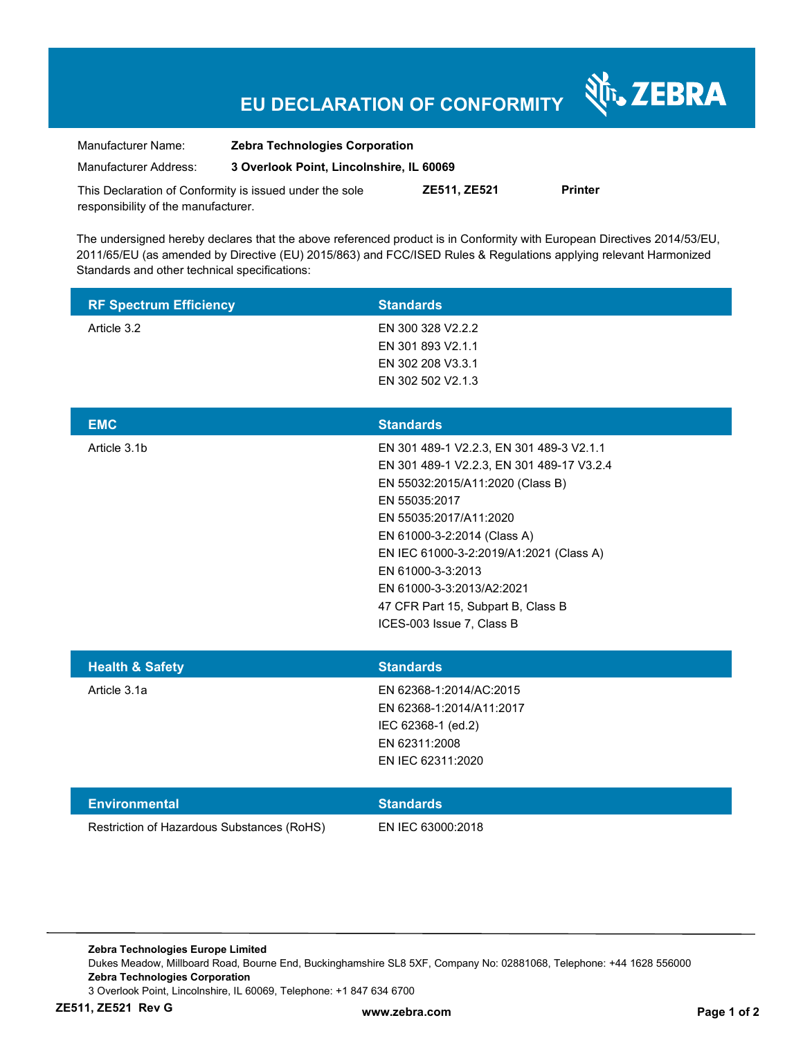# EU DECLARATION OF CONFORMITY

ZEBRA

| | |
|---|---|
| Manufacturer Name: | **Zebra Technologies Corporation** |
| Manufacturer Address: | **3 Overlook Point, Lincolnshire, IL 60069** |

This Declaration of Conformity is issued under the sole responsibility of the manufacturer. **ZE511, ZE521** **Printer**

The undersigned hereby declares that the above referenced product is in Conformity with European Directives 2014/53/EU, 2011/65/EU (as amended by Directive (EU) 2015/863) and FCC/ISED Rules & Regulations applying relevant Harmonized Standards and other technical specifications:

| RF Spectrum Efficiency | Standards |
|---|---|
| Article 3.2 | EN 300 328 V2.2.2<br>EN 301 893 V2.1.1<br>EN 302 208 V3.3.1<br>EN 302 502 V2.1.3 |

| EMC | Standards |
|---|---|
| Article 3.1b | EN 301 489-1 V2.2.3, EN 301 489-3 V2.1.1<br>EN 301 489-1 V2.2.3, EN 301 489-17 V3.2.4<br>EN 55032:2015/A11:2020 (Class B)<br>EN 55035:2017<br>EN 55035:2017/A11:2020<br>EN 61000-3-2:2014 (Class A)<br>EN IEC 61000-3-2:2019/A1:2021 (Class A)<br>EN 61000-3-3:2013<br>EN 61000-3-3:2013/A2:2021<br>47 CFR Part 15, Subpart B, Class B<br>ICES-003 Issue 7, Class B |

| Health & Safety | Standards |
|---|---|
| Article 3.1a | EN 62368-1:2014/AC:2015<br>EN 62368-1:2014/A11:2017<br>IEC 62368-1 (ed.2)<br>EN 62311:2008<br>EN IEC 62311:2020 |

| Environmental | Standards |
|---|---|
| Restriction of Hazardous Substances (RoHS) | EN IEC 63000:2018 |

**Zebra Technologies Europe Limited**
Dukes Meadow, Millboard Road, Bourne End, Buckinghamshire SL8 5XF, Company No: 02881068, Telephone: +44 1628 556000
**Zebra Technologies Corporation**
3 Overlook Point, Lincolnshire, IL 60069, Telephone: +1 847 634 6700

**ZE511, ZE521 Rev G** **www.zebra.com**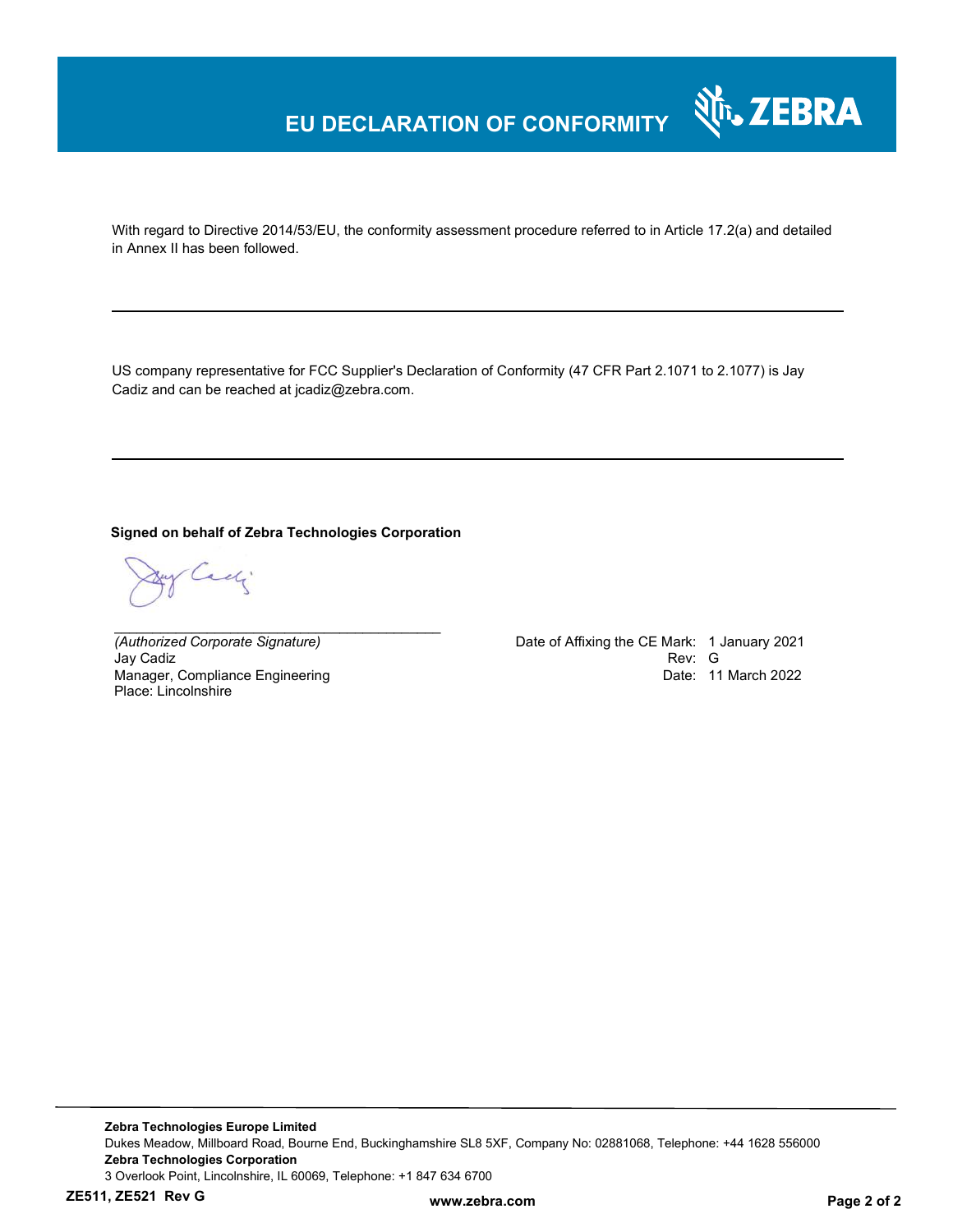# EU DECLARATION OF CONFORMITY

With regard to Directive 2014/53/EU, the conformity assessment procedure referred to in Article 17.2(a) and detailed in Annex II has been followed.

---

US company representative for FCC Supplier's Declaration of Conformity (47 CFR Part 2.1071 to 2.1077) is Jay Cadiz and can be reached at jcadiz@zebra.com.

---

**Signed on behalf of Zebra Technologies Corporation**

_____________________________________________

*(Authorized Corporate Signature)*
Jay Cadiz
Manager, Compliance Engineering
Place: Lincolnshire

Date of Affixing the CE Mark: 1 January 2021
Rev: G
Date: 11 March 2022

---

**Zebra Technologies Europe Limited**
Dukes Meadow, Millboard Road, Bourne End, Buckinghamshire SL8 5XF, Company No: 02881068, Telephone: +44 1628 556000
**Zebra Technologies Corporation**
3 Overlook Point, Lincolnshire, IL 60069, Telephone: +1 847 634 6700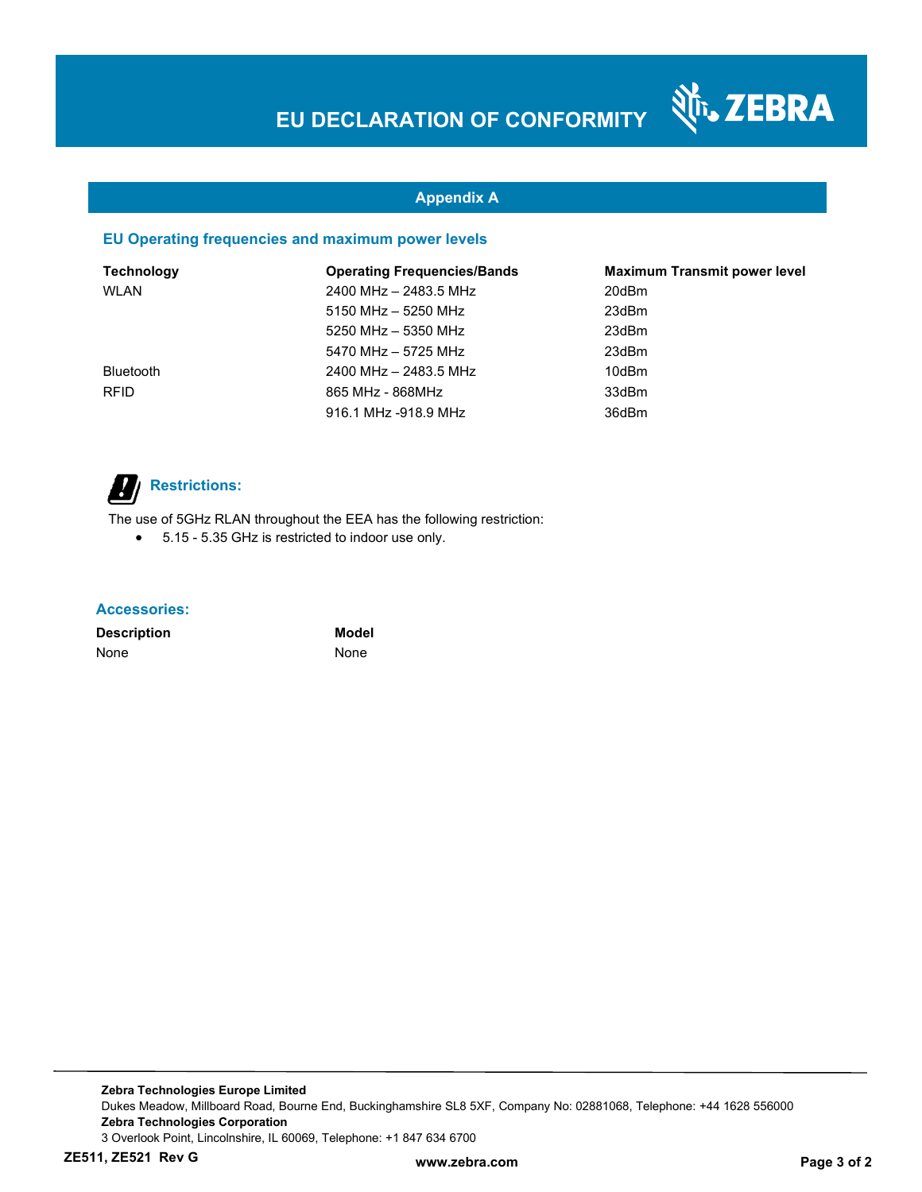# EU DECLARATION OF CONFORMITY

## Appendix A

### EU Operating frequencies and maximum power levels

| Technology | Operating Frequencies/Bands | Maximum Transmit power level |
|---|---|---|
| WLAN | 2400 MHz – 2483.5 MHz | 20dBm |
| | 5150 MHz – 5250 MHz | 23dBm |
| | 5250 MHz – 5350 MHz | 23dBm |
| | 5470 MHz – 5725 MHz | 23dBm |
| Bluetooth | 2400 MHz – 2483.5 MHz | 10dBm |
| RFID | 865 MHz - 868MHz | 33dBm |
| | 916.1 MHz -918.9 MHz | 36dBm |

### Restrictions:

The use of 5GHz RLAN throughout the EEA has the following restriction:

- 5.15 - 5.35 GHz is restricted to indoor use only.

### Accessories:

| Description | Model |
|---|---|
| None | None |

**Zebra Technologies Europe Limited**
Dukes Meadow, Millboard Road, Bourne End, Buckinghamshire SL8 5XF, Company No: 02881068, Telephone: +44 1628 556000
**Zebra Technologies Corporation**
3 Overlook Point, Lincolnshire, IL 60069, Telephone: +1 847 634 6700

**ZE511, ZE521 Rev G**

**www.zebra.com**